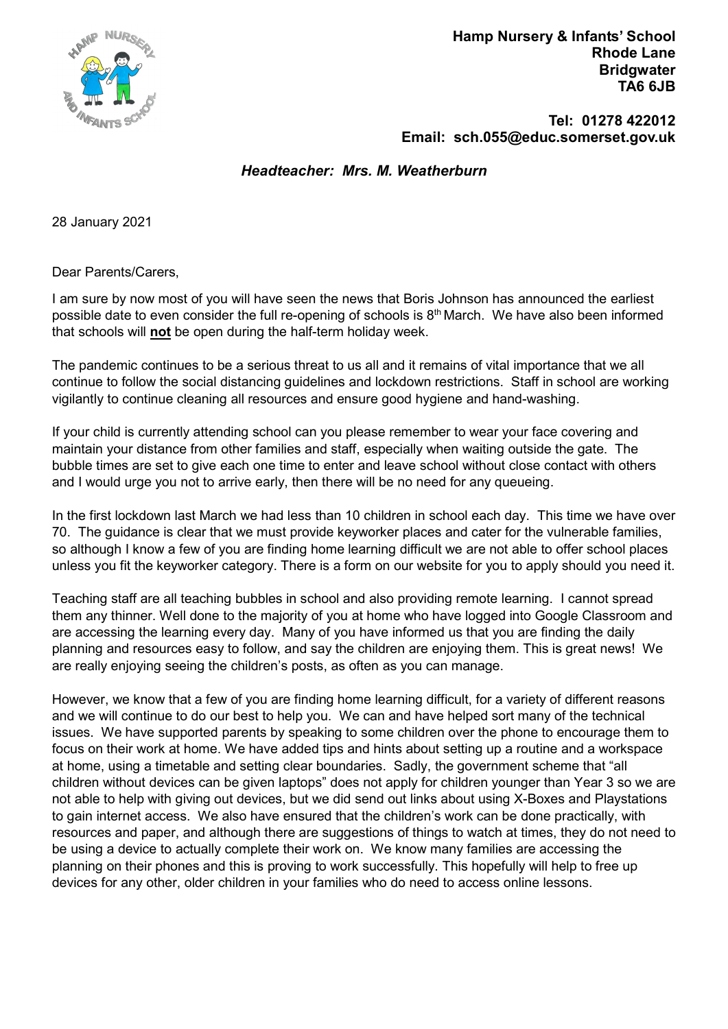**Hamp Nursery & Infants' School**
**Rhode Lane**
**Bridgwater**
**TA6 6JB**

**Tel: 01278 422012**
**Email: sch.055@educ.somerset.gov.uk**

***Headteacher: Mrs. M. Weatherburn***

28 January 2021

Dear Parents/Carers,

I am sure by now most of you will have seen the news that Boris Johnson has announced the earliest possible date to even consider the full re-opening of schools is 8th March. We have also been informed that schools will **not** be open during the half-term holiday week.

The pandemic continues to be a serious threat to us all and it remains of vital importance that we all continue to follow the social distancing guidelines and lockdown restrictions. Staff in school are working vigilantly to continue cleaning all resources and ensure good hygiene and hand-washing.

If your child is currently attending school can you please remember to wear your face covering and maintain your distance from other families and staff, especially when waiting outside the gate. The bubble times are set to give each one time to enter and leave school without close contact with others and I would urge you not to arrive early, then there will be no need for any queueing.

In the first lockdown last March we had less than 10 children in school each day. This time we have over 70. The guidance is clear that we must provide keyworker places and cater for the vulnerable families, so although I know a few of you are finding home learning difficult we are not able to offer school places unless you fit the keyworker category. There is a form on our website for you to apply should you need it.

Teaching staff are all teaching bubbles in school and also providing remote learning. I cannot spread them any thinner. Well done to the majority of you at home who have logged into Google Classroom and are accessing the learning every day. Many of you have informed us that you are finding the daily planning and resources easy to follow, and say the children are enjoying them. This is great news! We are really enjoying seeing the children's posts, as often as you can manage.

However, we know that a few of you are finding home learning difficult, for a variety of different reasons and we will continue to do our best to help you. We can and have helped sort many of the technical issues. We have supported parents by speaking to some children over the phone to encourage them to focus on their work at home. We have added tips and hints about setting up a routine and a workspace at home, using a timetable and setting clear boundaries. Sadly, the government scheme that "all children without devices can be given laptops" does not apply for children younger than Year 3 so we are not able to help with giving out devices, but we did send out links about using X-Boxes and Playstations to gain internet access. We also have ensured that the children's work can be done practically, with resources and paper, and although there are suggestions of things to watch at times, they do not need to be using a device to actually complete their work on. We know many families are accessing the planning on their phones and this is proving to work successfully. This hopefully will help to free up devices for any other, older children in your families who do need to access online lessons.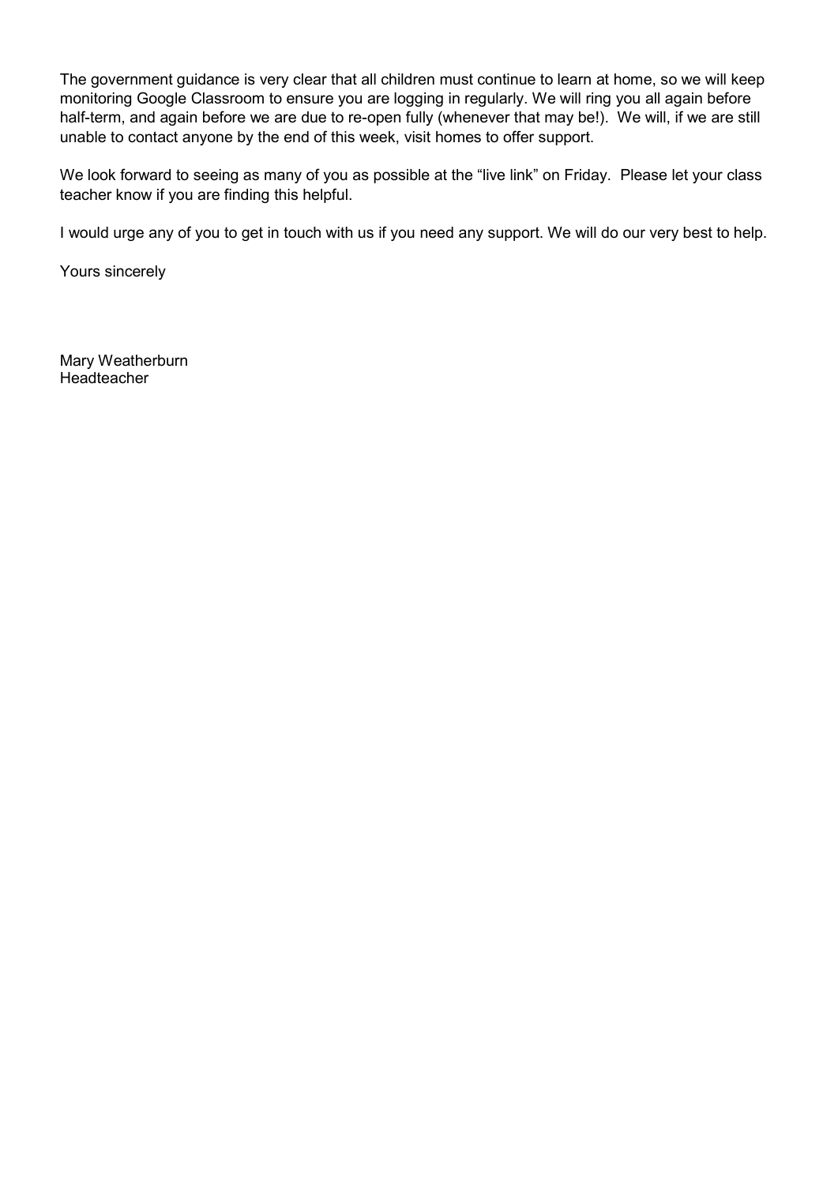The government guidance is very clear that all children must continue to learn at home, so we will keep monitoring Google Classroom to ensure you are logging in regularly. We will ring you all again before half-term, and again before we are due to re-open fully (whenever that may be!). We will, if we are still unable to contact anyone by the end of this week, visit homes to offer support.

We look forward to seeing as many of you as possible at the "live link" on Friday. Please let your class teacher know if you are finding this helpful.

I would urge any of you to get in touch with us if you need any support. We will do our very best to help.

Yours sincerely

Mary Weatherburn
Headteacher